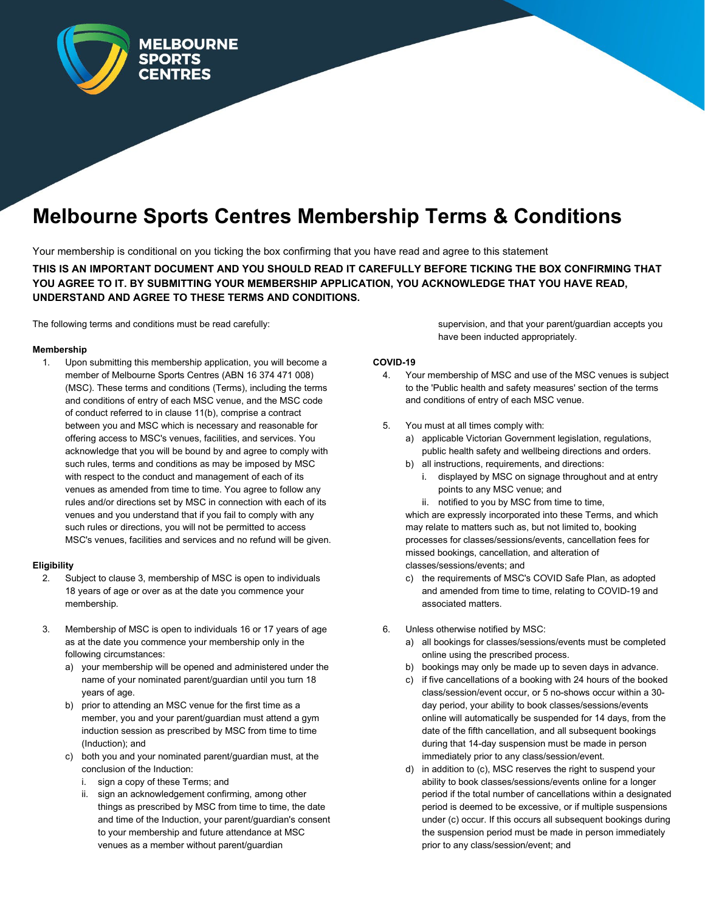# Melbourne Sports Centres Membership Terms & Conditions

Your membership is conditional on you ticking the box confirming that you have read and agree to this statement

**THIS IS AN IMPORTANT DOCUMENT AND YOU SHOULD READ IT CAREFULLY BEFORE TICKING THE BOX CONFIRMING THAT YOU AGREE TO IT. BY SUBMITTING YOUR MEMBERSHIP APPLICATION, YOU ACKNOWLEDGE THAT YOU HAVE READ, UNDERSTAND AND AGREE TO THESE TERMS AND CONDITIONS.**

The following terms and conditions must be read carefully:

**Membership**

1. Upon submitting this membership application, you will become a member of Melbourne Sports Centres (ABN 16 374 471 008) (MSC). These terms and conditions (Terms), including the terms and conditions of entry of each MSC venue, and the MSC code of conduct referred to in clause 11(b), comprise a contract between you and MSC which is necessary and reasonable for offering access to MSC's venues, facilities, and services. You acknowledge that you will be bound by and agree to comply with such rules, terms and conditions as may be imposed by MSC with respect to the conduct and management of each of its venues as amended from time to time. You agree to follow any rules and/or directions set by MSC in connection with each of its venues and you understand that if you fail to comply with any such rules or directions, you will not be permitted to access MSC's venues, facilities and services and no refund will be given.

**Eligibility**

2. Subject to clause 3, membership of MSC is open to individuals 18 years of age or over as at the date you commence your membership.

3. Membership of MSC is open to individuals 16 or 17 years of age as at the date you commence your membership only in the following circumstances:
   a) your membership will be opened and administered under the name of your nominated parent/guardian until you turn 18 years of age.
   b) prior to attending an MSC venue for the first time as a member, you and your parent/guardian must attend a gym induction session as prescribed by MSC from time to time (Induction); and
   c) both you and your nominated parent/guardian must, at the conclusion of the Induction:
      i. sign a copy of these Terms; and
      ii. sign an acknowledgement confirming, among other things as prescribed by MSC from time to time, the date and time of the Induction, your parent/guardian's consent to your membership and future attendance at MSC venues as a member without parent/guardian supervision, and that your parent/guardian accepts you have been inducted appropriately.

**COVID-19**

4. Your membership of MSC and use of the MSC venues is subject to the 'Public health and safety measures' section of the terms and conditions of entry of each MSC venue.

5. You must at all times comply with:
   a) applicable Victorian Government legislation, regulations, public health safety and wellbeing directions and orders.
   b) all instructions, requirements, and directions:
      i. displayed by MSC on signage throughout and at entry points to any MSC venue; and
      ii. notified to you by MSC from time to time,

   which are expressly incorporated into these Terms, and which may relate to matters such as, but not limited to, booking processes for classes/sessions/events, cancellation fees for missed bookings, cancellation, and alteration of classes/sessions/events; and
   c) the requirements of MSC's COVID Safe Plan, as adopted and amended from time to time, relating to COVID-19 and associated matters.

6. Unless otherwise notified by MSC:
   a) all bookings for classes/sessions/events must be completed online using the prescribed process.
   b) bookings may only be made up to seven days in advance.
   c) if five cancellations of a booking with 24 hours of the booked class/session/event occur, or 5 no-shows occur within a 30-day period, your ability to book classes/sessions/events online will automatically be suspended for 14 days, from the date of the fifth cancellation, and all subsequent bookings during that 14-day suspension must be made in person immediately prior to any class/session/event.
   d) in addition to (c), MSC reserves the right to suspend your ability to book classes/sessions/events online for a longer period if the total number of cancellations within a designated period is deemed to be excessive, or if multiple suspensions under (c) occur. If this occurs all subsequent bookings during the suspension period must be made in person immediately prior to any class/session/event; and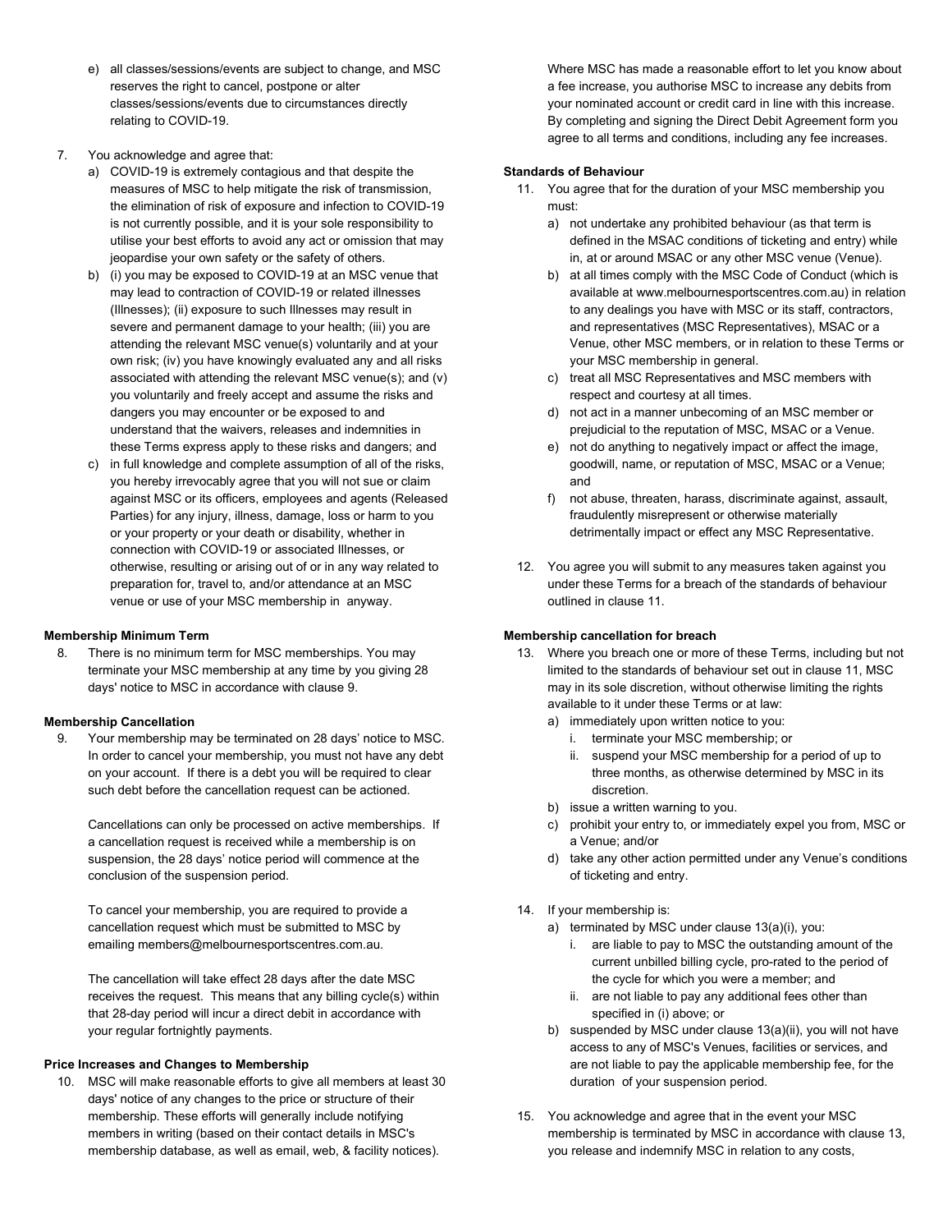e) all classes/sessions/events are subject to change, and MSC reserves the right to cancel, postpone or alter classes/sessions/events due to circumstances directly relating to COVID-19.

7. You acknowledge and agree that:
   a) COVID-19 is extremely contagious and that despite the measures of MSC to help mitigate the risk of transmission, the elimination of risk of exposure and infection to COVID-19 is not currently possible, and it is your sole responsibility to utilise your best efforts to avoid any act or omission that may jeopardise your own safety or the safety of others.
   b) (i) you may be exposed to COVID-19 at an MSC venue that may lead to contraction of COVID-19 or related illnesses (Illnesses); (ii) exposure to such Illnesses may result in severe and permanent damage to your health; (iii) you are attending the relevant MSC venue(s) voluntarily and at your own risk; (iv) you have knowingly evaluated any and all risks associated with attending the relevant MSC venue(s); and (v) you voluntarily and freely accept and assume the risks and dangers you may encounter or be exposed to and understand that the waivers, releases and indemnities in these Terms express apply to these risks and dangers; and
   c) in full knowledge and complete assumption of all of the risks, you hereby irrevocably agree that you will not sue or claim against MSC or its officers, employees and agents (Released Parties) for any injury, illness, damage, loss or harm to you or your property or your death or disability, whether in connection with COVID-19 or associated Illnesses, or otherwise, resulting or arising out of or in any way related to preparation for, travel to, and/or attendance at an MSC venue or use of your MSC membership in anyway.

**Membership Minimum Term**

8. There is no minimum term for MSC memberships. You may terminate your MSC membership at any time by you giving 28 days' notice to MSC in accordance with clause 9.

**Membership Cancellation**

9. Your membership may be terminated on 28 days' notice to MSC. In order to cancel your membership, you must not have any debt on your account. If there is a debt you will be required to clear such debt before the cancellation request can be actioned.

   Cancellations can only be processed on active memberships. If a cancellation request is received while a membership is on suspension, the 28 days' notice period will commence at the conclusion of the suspension period.

   To cancel your membership, you are required to provide a cancellation request which must be submitted to MSC by emailing members@melbournesportscentres.com.au.

   The cancellation will take effect 28 days after the date MSC receives the request. This means that any billing cycle(s) within that 28-day period will incur a direct debit in accordance with your regular fortnightly payments.

**Price Increases and Changes to Membership**

10. MSC will make reasonable efforts to give all members at least 30 days' notice of any changes to the price or structure of their membership. These efforts will generally include notifying members in writing (based on their contact details in MSC's membership database, as well as email, web, & facility notices).

    Where MSC has made a reasonable effort to let you know about a fee increase, you authorise MSC to increase any debits from your nominated account or credit card in line with this increase. By completing and signing the Direct Debit Agreement form you agree to all terms and conditions, including any fee increases.

**Standards of Behaviour**

11. You agree that for the duration of your MSC membership you must:
    a) not undertake any prohibited behaviour (as that term is defined in the MSAC conditions of ticketing and entry) while in, at or around MSAC or any other MSC venue (Venue).
    b) at all times comply with the MSC Code of Conduct (which is available at www.melbournesportscentres.com.au) in relation to any dealings you have with MSC or its staff, contractors, and representatives (MSC Representatives), MSAC or a Venue, other MSC members, or in relation to these Terms or your MSC membership in general.
    c) treat all MSC Representatives and MSC members with respect and courtesy at all times.
    d) not act in a manner unbecoming of an MSC member or prejudicial to the reputation of MSC, MSAC or a Venue.
    e) not do anything to negatively impact or affect the image, goodwill, name, or reputation of MSC, MSAC or a Venue; and
    f) not abuse, threaten, harass, discriminate against, assault, fraudulently misrepresent or otherwise materially detrimentally impact or effect any MSC Representative.

12. You agree you will submit to any measures taken against you under these Terms for a breach of the standards of behaviour outlined in clause 11.

**Membership cancellation for breach**

13. Where you breach one or more of these Terms, including but not limited to the standards of behaviour set out in clause 11, MSC may in its sole discretion, without otherwise limiting the rights available to it under these Terms or at law:
    a) immediately upon written notice to you:
       i. terminate your MSC membership; or
       ii. suspend your MSC membership for a period of up to three months, as otherwise determined by MSC in its discretion.
    b) issue a written warning to you.
    c) prohibit your entry to, or immediately expel you from, MSC or a Venue; and/or
    d) take any other action permitted under any Venue's conditions of ticketing and entry.

14. If your membership is:
    a) terminated by MSC under clause 13(a)(i), you:
       i. are liable to pay to MSC the outstanding amount of the current unbilled billing cycle, pro-rated to the period of the cycle for which you were a member; and
       ii. are not liable to pay any additional fees other than specified in (i) above; or
    b) suspended by MSC under clause 13(a)(ii), you will not have access to any of MSC's Venues, facilities or services, and are not liable to pay the applicable membership fee, for the duration of your suspension period.

15. You acknowledge and agree that in the event your MSC membership is terminated by MSC in accordance with clause 13, you release and indemnify MSC in relation to any costs,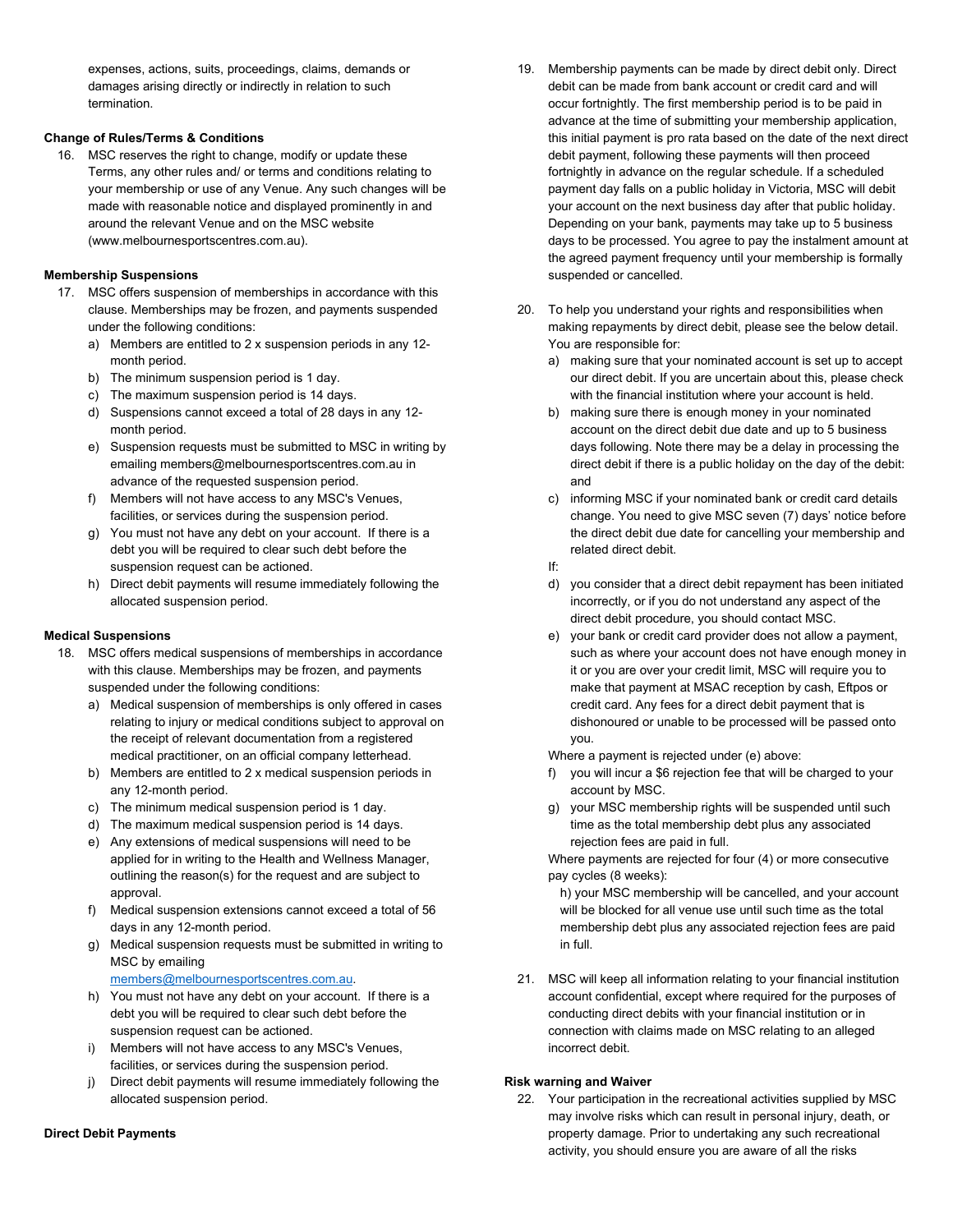expenses, actions, suits, proceedings, claims, demands or damages arising directly or indirectly in relation to such termination.

**Change of Rules/Terms & Conditions**

16. MSC reserves the right to change, modify or update these Terms, any other rules and/ or terms and conditions relating to your membership or use of any Venue. Any such changes will be made with reasonable notice and displayed prominently in and around the relevant Venue and on the MSC website (www.melbournesportscentres.com.au).

**Membership Suspensions**

17. MSC offers suspension of memberships in accordance with this clause. Memberships may be frozen, and payments suspended under the following conditions:
    a) Members are entitled to 2 x suspension periods in any 12-month period.
    b) The minimum suspension period is 1 day.
    c) The maximum suspension period is 14 days.
    d) Suspensions cannot exceed a total of 28 days in any 12-month period.
    e) Suspension requests must be submitted to MSC in writing by emailing members@melbournesportscentres.com.au in advance of the requested suspension period.
    f) Members will not have access to any MSC's Venues, facilities, or services during the suspension period.
    g) You must not have any debt on your account. If there is a debt you will be required to clear such debt before the suspension request can be actioned.
    h) Direct debit payments will resume immediately following the allocated suspension period.

**Medical Suspensions**

18. MSC offers medical suspensions of memberships in accordance with this clause. Memberships may be frozen, and payments suspended under the following conditions:
    a) Medical suspension of memberships is only offered in cases relating to injury or medical conditions subject to approval on the receipt of relevant documentation from a registered medical practitioner, on an official company letterhead.
    b) Members are entitled to 2 x medical suspension periods in any 12-month period.
    c) The minimum medical suspension period is 1 day.
    d) The maximum medical suspension period is 14 days.
    e) Any extensions of medical suspensions will need to be applied for in writing to the Health and Wellness Manager, outlining the reason(s) for the request and are subject to approval.
    f) Medical suspension extensions cannot exceed a total of 56 days in any 12-month period.
    g) Medical suspension requests must be submitted in writing to MSC by emailing members@melbournesportscentres.com.au.
    h) You must not have any debt on your account. If there is a debt you will be required to clear such debt before the suspension request can be actioned.
    i) Members will not have access to any MSC's Venues, facilities, or services during the suspension period.
    j) Direct debit payments will resume immediately following the allocated suspension period.

**Direct Debit Payments**

19. Membership payments can be made by direct debit only. Direct debit can be made from bank account or credit card and will occur fortnightly. The first membership period is to be paid in advance at the time of submitting your membership application, this initial payment is pro rata based on the date of the next direct debit payment, following these payments will then proceed fortnightly in advance on the regular schedule. If a scheduled payment day falls on a public holiday in Victoria, MSC will debit your account on the next business day after that public holiday. Depending on your bank, payments may take up to 5 business days to be processed. You agree to pay the instalment amount at the agreed payment frequency until your membership is formally suspended or cancelled.

20. To help you understand your rights and responsibilities when making repayments by direct debit, please see the below detail. You are responsible for:
    a) making sure that your nominated account is set up to accept our direct debit. If you are uncertain about this, please check with the financial institution where your account is held.
    b) making sure there is enough money in your nominated account on the direct debit due date and up to 5 business days following. Note there may be a delay in processing the direct debit if there is a public holiday on the day of the debit: and
    c) informing MSC if your nominated bank or credit card details change. You need to give MSC seven (7) days' notice before the direct debit due date for cancelling your membership and related direct debit.

    If:

    d) you consider that a direct debit repayment has been initiated incorrectly, or if you do not understand any aspect of the direct debit procedure, you should contact MSC.
    e) your bank or credit card provider does not allow a payment, such as where your account does not have enough money in it or you are over your credit limit, MSC will require you to make that payment at MSAC reception by cash, Eftpos or credit card. Any fees for a direct debit payment that is dishonoured or unable to be processed will be passed onto you.

    Where a payment is rejected under (e) above:

    f) you will incur a $6 rejection fee that will be charged to your account by MSC.
    g) your MSC membership rights will be suspended until such time as the total membership debt plus any associated rejection fees are paid in full.

    Where payments are rejected for four (4) or more consecutive pay cycles (8 weeks):

    h) your MSC membership will be cancelled, and your account will be blocked for all venue use until such time as the total membership debt plus any associated rejection fees are paid in full.

21. MSC will keep all information relating to your financial institution account confidential, except where required for the purposes of conducting direct debits with your financial institution or in connection with claims made on MSC relating to an alleged incorrect debit.

**Risk warning and Waiver**

22. Your participation in the recreational activities supplied by MSC may involve risks which can result in personal injury, death, or property damage. Prior to undertaking any such recreational activity, you should ensure you are aware of all the risks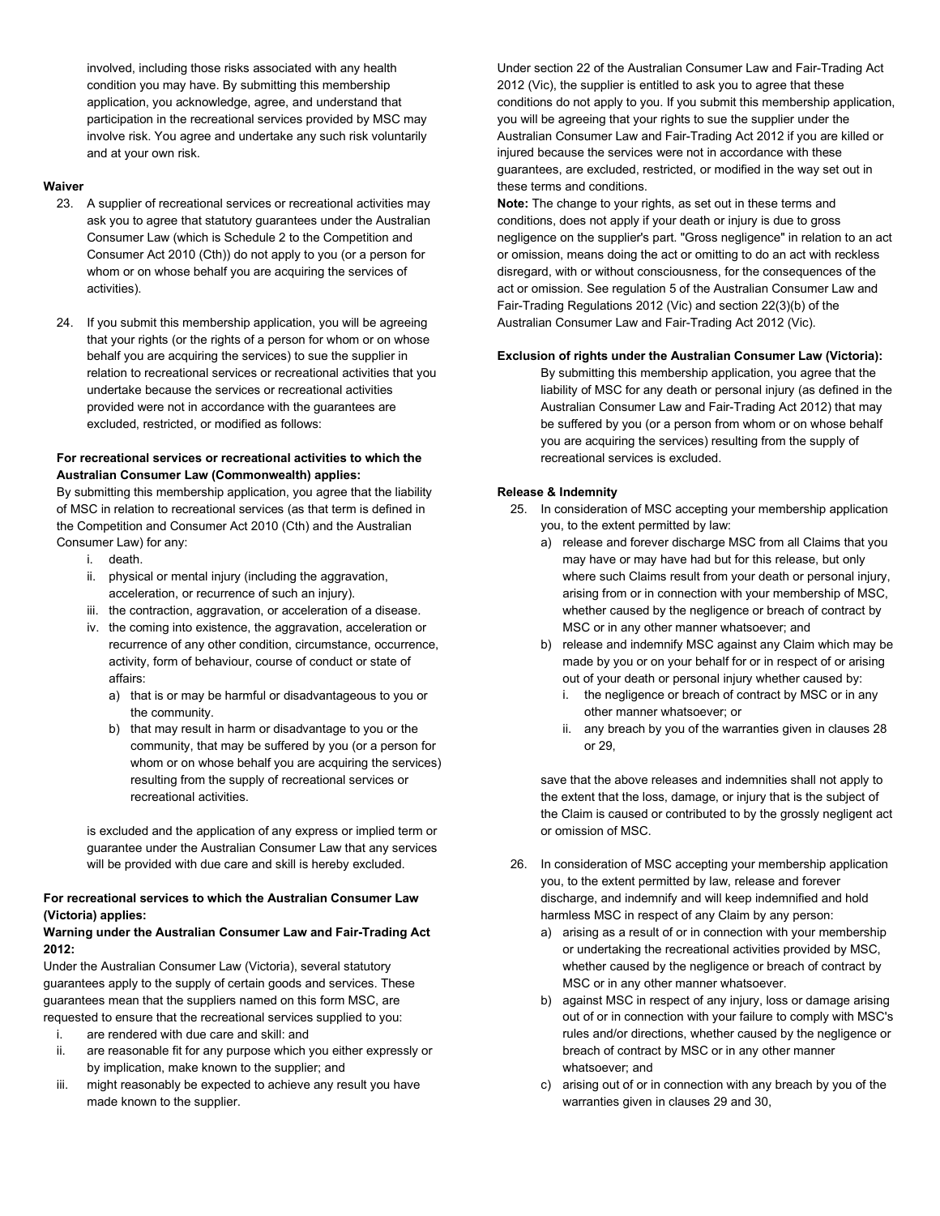involved, including those risks associated with any health condition you may have. By submitting this membership application, you acknowledge, agree, and understand that participation in the recreational services provided by MSC may involve risk. You agree and undertake any such risk voluntarily and at your own risk.

**Waiver**

23. A supplier of recreational services or recreational activities may ask you to agree that statutory guarantees under the Australian Consumer Law (which is Schedule 2 to the Competition and Consumer Act 2010 (Cth)) do not apply to you (or a person for whom or on whose behalf you are acquiring the services of activities).

24. If you submit this membership application, you will be agreeing that your rights (or the rights of a person for whom or on whose behalf you are acquiring the services) to sue the supplier in relation to recreational services or recreational activities that you undertake because the services or recreational activities provided were not in accordance with the guarantees are excluded, restricted, or modified as follows:

**For recreational services or recreational activities to which the Australian Consumer Law (Commonwealth) applies:**

By submitting this membership application, you agree that the liability of MSC in relation to recreational services (as that term is defined in the Competition and Consumer Act 2010 (Cth) and the Australian Consumer Law) for any:

i. death.
ii. physical or mental injury (including the aggravation, acceleration, or recurrence of such an injury).
iii. the contraction, aggravation, or acceleration of a disease.
iv. the coming into existence, the aggravation, acceleration or recurrence of any other condition, circumstance, occurrence, activity, form of behaviour, course of conduct or state of affairs:
    a) that is or may be harmful or disadvantageous to you or the community.
    b) that may result in harm or disadvantage to you or the community, that may be suffered by you (or a person for whom or on whose behalf you are acquiring the services) resulting from the supply of recreational services or recreational activities.

is excluded and the application of any express or implied term or guarantee under the Australian Consumer Law that any services will be provided with due care and skill is hereby excluded.

**For recreational services to which the Australian Consumer Law (Victoria) applies:**

**Warning under the Australian Consumer Law and Fair-Trading Act 2012:**

Under the Australian Consumer Law (Victoria), several statutory guarantees apply to the supply of certain goods and services. These guarantees mean that the suppliers named on this form MSC, are requested to ensure that the recreational services supplied to you:

i. are rendered with due care and skill: and
ii. are reasonable fit for any purpose which you either expressly or by implication, make known to the supplier; and
iii. might reasonably be expected to achieve any result you have made known to the supplier.

Under section 22 of the Australian Consumer Law and Fair-Trading Act 2012 (Vic), the supplier is entitled to ask you to agree that these conditions do not apply to you. If you submit this membership application, you will be agreeing that your rights to sue the supplier under the Australian Consumer Law and Fair-Trading Act 2012 if you are killed or injured because the services were not in accordance with these guarantees, are excluded, restricted, or modified in the way set out in these terms and conditions.

**Note:** The change to your rights, as set out in these terms and conditions, does not apply if your death or injury is due to gross negligence on the supplier's part. "Gross negligence" in relation to an act or omission, means doing the act or omitting to do an act with reckless disregard, with or without consciousness, for the consequences of the act or omission. See regulation 5 of the Australian Consumer Law and Fair-Trading Regulations 2012 (Vic) and section 22(3)(b) of the Australian Consumer Law and Fair-Trading Act 2012 (Vic).

**Exclusion of rights under the Australian Consumer Law (Victoria):**

By submitting this membership application, you agree that the liability of MSC for any death or personal injury (as defined in the Australian Consumer Law and Fair-Trading Act 2012) that may be suffered by you (or a person from whom or on whose behalf you are acquiring the services) resulting from the supply of recreational services is excluded.

**Release & Indemnity**

25. In consideration of MSC accepting your membership application you, to the extent permitted by law:
    a) release and forever discharge MSC from all Claims that you may have or may have had but for this release, but only where such Claims result from your death or personal injury, arising from or in connection with your membership of MSC, whether caused by the negligence or breach of contract by MSC or in any other manner whatsoever; and
    b) release and indemnify MSC against any Claim which may be made by you or on your behalf for or in respect of or arising out of your death or personal injury whether caused by:
        i. the negligence or breach of contract by MSC or in any other manner whatsoever; or
        ii. any breach by you of the warranties given in clauses 28 or 29,

    save that the above releases and indemnities shall not apply to the extent that the loss, damage, or injury that is the subject of the Claim is caused or contributed to by the grossly negligent act or omission of MSC.

26. In consideration of MSC accepting your membership application you, to the extent permitted by law, release and forever discharge, and indemnify and will keep indemnified and hold harmless MSC in respect of any Claim by any person:
    a) arising as a result of or in connection with your membership or undertaking the recreational activities provided by MSC, whether caused by the negligence or breach of contract by MSC or in any other manner whatsoever.
    b) against MSC in respect of any injury, loss or damage arising out of or in connection with your failure to comply with MSC's rules and/or directions, whether caused by the negligence or breach of contract by MSC or in any other manner whatsoever; and
    c) arising out of or in connection with any breach by you of the warranties given in clauses 29 and 30,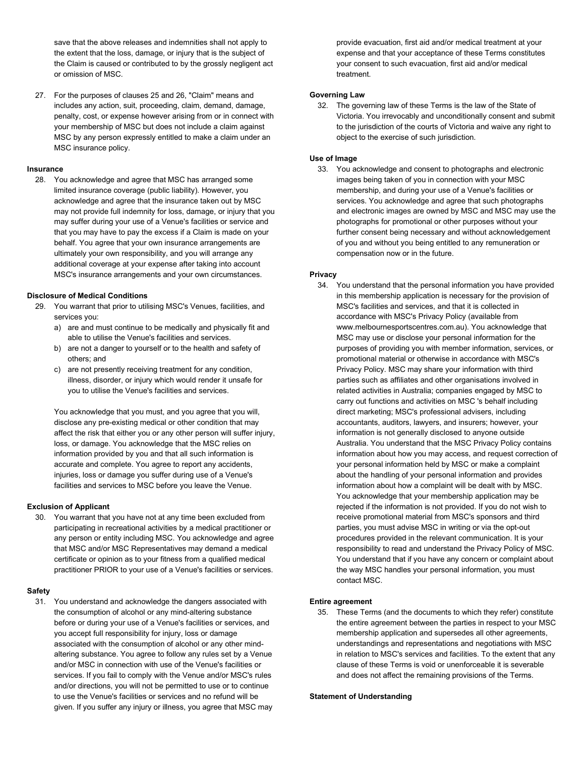save that the above releases and indemnities shall not apply to the extent that the loss, damage, or injury that is the subject of the Claim is caused or contributed to by the grossly negligent act or omission of MSC.

27. For the purposes of clauses 25 and 26, "Claim" means and includes any action, suit, proceeding, claim, demand, damage, penalty, cost, or expense however arising from or in connect with your membership of MSC but does not include a claim against MSC by any person expressly entitled to make a claim under an MSC insurance policy.

**Insurance**

28. You acknowledge and agree that MSC has arranged some limited insurance coverage (public liability). However, you acknowledge and agree that the insurance taken out by MSC may not provide full indemnity for loss, damage, or injury that you may suffer during your use of a Venue's facilities or service and that you may have to pay the excess if a Claim is made on your behalf. You agree that your own insurance arrangements are ultimately your own responsibility, and you will arrange any additional coverage at your expense after taking into account MSC's insurance arrangements and your own circumstances.

**Disclosure of Medical Conditions**

29. You warrant that prior to utilising MSC's Venues, facilities, and services you:
    a) are and must continue to be medically and physically fit and able to utilise the Venue's facilities and services.
    b) are not a danger to yourself or to the health and safety of others; and
    c) are not presently receiving treatment for any condition, illness, disorder, or injury which would render it unsafe for you to utilise the Venue's facilities and services.

    You acknowledge that you must, and you agree that you will, disclose any pre-existing medical or other condition that may affect the risk that either you or any other person will suffer injury, loss, or damage. You acknowledge that the MSC relies on information provided by you and that all such information is accurate and complete. You agree to report any accidents, injuries, loss or damage you suffer during use of a Venue's facilities and services to MSC before you leave the Venue.

**Exclusion of Applicant**

30. You warrant that you have not at any time been excluded from participating in recreational activities by a medical practitioner or any person or entity including MSC. You acknowledge and agree that MSC and/or MSC Representatives may demand a medical certificate or opinion as to your fitness from a qualified medical practitioner PRIOR to your use of a Venue's facilities or services.

**Safety**

31. You understand and acknowledge the dangers associated with the consumption of alcohol or any mind-altering substance before or during your use of a Venue's facilities or services, and you accept full responsibility for injury, loss or damage associated with the consumption of alcohol or any other mind-altering substance. You agree to follow any rules set by a Venue and/or MSC in connection with use of the Venue's facilities or services. If you fail to comply with the Venue and/or MSC's rules and/or directions, you will not be permitted to use or to continue to use the Venue's facilities or services and no refund will be given. If you suffer any injury or illness, you agree that MSC may provide evacuation, first aid and/or medical treatment at your expense and that your acceptance of these Terms constitutes your consent to such evacuation, first aid and/or medical treatment.

**Governing Law**

32. The governing law of these Terms is the law of the State of Victoria. You irrevocably and unconditionally consent and submit to the jurisdiction of the courts of Victoria and waive any right to object to the exercise of such jurisdiction.

**Use of Image**

33. You acknowledge and consent to photographs and electronic images being taken of you in connection with your MSC membership, and during your use of a Venue's facilities or services. You acknowledge and agree that such photographs and electronic images are owned by MSC and MSC may use the photographs for promotional or other purposes without your further consent being necessary and without acknowledgement of you and without you being entitled to any remuneration or compensation now or in the future.

**Privacy**

34. You understand that the personal information you have provided in this membership application is necessary for the provision of MSC's facilities and services, and that it is collected in accordance with MSC's Privacy Policy (available from www.melbournesportscentres.com.au). You acknowledge that MSC may use or disclose your personal information for the purposes of providing you with member information, services, or promotional material or otherwise in accordance with MSC's Privacy Policy. MSC may share your information with third parties such as affiliates and other organisations involved in related activities in Australia; companies engaged by MSC to carry out functions and activities on MSC 's behalf including direct marketing; MSC's professional advisers, including accountants, auditors, lawyers, and insurers; however, your information is not generally disclosed to anyone outside Australia. You understand that the MSC Privacy Policy contains information about how you may access, and request correction of your personal information held by MSC or make a complaint about the handling of your personal information and provides information about how a complaint will be dealt with by MSC. You acknowledge that your membership application may be rejected if the information is not provided. If you do not wish to receive promotional material from MSC's sponsors and third parties, you must advise MSC in writing or via the opt-out procedures provided in the relevant communication. It is your responsibility to read and understand the Privacy Policy of MSC. You understand that if you have any concern or complaint about the way MSC handles your personal information, you must contact MSC.

**Entire agreement**

35. These Terms (and the documents to which they refer) constitute the entire agreement between the parties in respect to your MSC membership application and supersedes all other agreements, understandings and representations and negotiations with MSC in relation to MSC's services and facilities. To the extent that any clause of these Terms is void or unenforceable it is severable and does not affect the remaining provisions of the Terms.

**Statement of Understanding**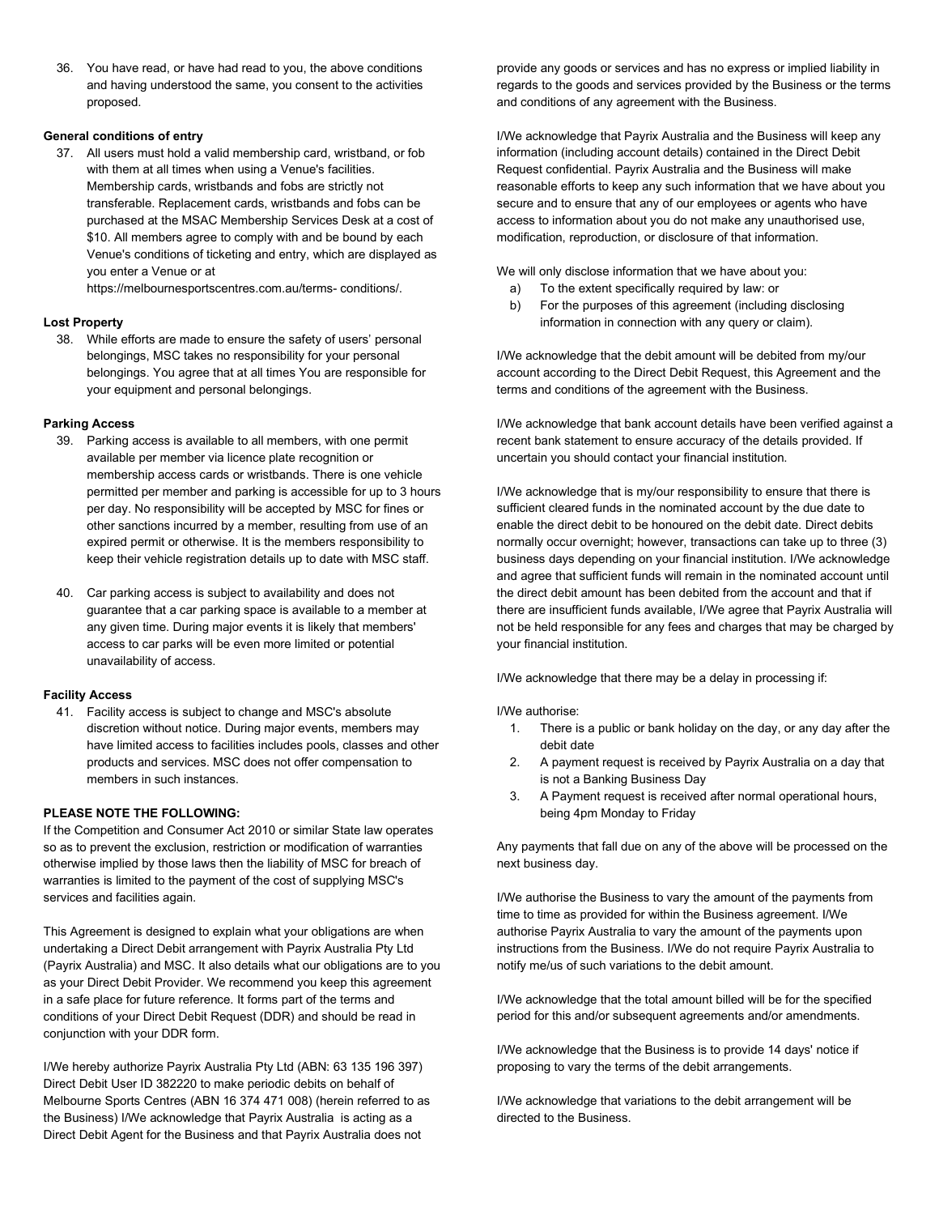36. You have read, or have had read to you, the above conditions and having understood the same, you consent to the activities proposed.

**General conditions of entry**

37. All users must hold a valid membership card, wristband, or fob with them at all times when using a Venue's facilities. Membership cards, wristbands and fobs are strictly not transferable. Replacement cards, wristbands and fobs can be purchased at the MSAC Membership Services Desk at a cost of $10. All members agree to comply with and be bound by each Venue's conditions of ticketing and entry, which are displayed as you enter a Venue or at https://melbournesportscentres.com.au/terms- conditions/.

**Lost Property**

38. While efforts are made to ensure the safety of users' personal belongings, MSC takes no responsibility for your personal belongings. You agree that at all times You are responsible for your equipment and personal belongings.

**Parking Access**

39. Parking access is available to all members, with one permit available per member via licence plate recognition or membership access cards or wristbands. There is one vehicle permitted per member and parking is accessible for up to 3 hours per day. No responsibility will be accepted by MSC for fines or other sanctions incurred by a member, resulting from use of an expired permit or otherwise. It is the members responsibility to keep their vehicle registration details up to date with MSC staff.

40. Car parking access is subject to availability and does not guarantee that a car parking space is available to a member at any given time. During major events it is likely that members' access to car parks will be even more limited or potential unavailability of access.

**Facility Access**

41. Facility access is subject to change and MSC's absolute discretion without notice. During major events, members may have limited access to facilities includes pools, classes and other products and services. MSC does not offer compensation to members in such instances.

**PLEASE NOTE THE FOLLOWING:**

If the Competition and Consumer Act 2010 or similar State law operates so as to prevent the exclusion, restriction or modification of warranties otherwise implied by those laws then the liability of MSC for breach of warranties is limited to the payment of the cost of supplying MSC's services and facilities again.

This Agreement is designed to explain what your obligations are when undertaking a Direct Debit arrangement with Payrix Australia Pty Ltd (Payrix Australia) and MSC. It also details what our obligations are to you as your Direct Debit Provider. We recommend you keep this agreement in a safe place for future reference. It forms part of the terms and conditions of your Direct Debit Request (DDR) and should be read in conjunction with your DDR form.

I/We hereby authorize Payrix Australia Pty Ltd (ABN: 63 135 196 397) Direct Debit User ID 382220 to make periodic debits on behalf of Melbourne Sports Centres (ABN 16 374 471 008) (herein referred to as the Business) I/We acknowledge that Payrix Australia is acting as a Direct Debit Agent for the Business and that Payrix Australia does not provide any goods or services and has no express or implied liability in regards to the goods and services provided by the Business or the terms and conditions of any agreement with the Business.

I/We acknowledge that Payrix Australia and the Business will keep any information (including account details) contained in the Direct Debit Request confidential. Payrix Australia and the Business will make reasonable efforts to keep any such information that we have about you secure and to ensure that any of our employees or agents who have access to information about you do not make any unauthorised use, modification, reproduction, or disclosure of that information.

We will only disclose information that we have about you:

a) To the extent specifically required by law: or
b) For the purposes of this agreement (including disclosing information in connection with any query or claim).

I/We acknowledge that the debit amount will be debited from my/our account according to the Direct Debit Request, this Agreement and the terms and conditions of the agreement with the Business.

I/We acknowledge that bank account details have been verified against a recent bank statement to ensure accuracy of the details provided. If uncertain you should contact your financial institution.

I/We acknowledge that is my/our responsibility to ensure that there is sufficient cleared funds in the nominated account by the due date to enable the direct debit to be honoured on the debit date. Direct debits normally occur overnight; however, transactions can take up to three (3) business days depending on your financial institution. I/We acknowledge and agree that sufficient funds will remain in the nominated account until the direct debit amount has been debited from the account and that if there are insufficient funds available, I/We agree that Payrix Australia will not be held responsible for any fees and charges that may be charged by your financial institution.

I/We acknowledge that there may be a delay in processing if:

I/We authorise:

1. There is a public or bank holiday on the day, or any day after the debit date
2. A payment request is received by Payrix Australia on a day that is not a Banking Business Day
3. A Payment request is received after normal operational hours, being 4pm Monday to Friday

Any payments that fall due on any of the above will be processed on the next business day.

I/We authorise the Business to vary the amount of the payments from time to time as provided for within the Business agreement. I/We authorise Payrix Australia to vary the amount of the payments upon instructions from the Business. I/We do not require Payrix Australia to notify me/us of such variations to the debit amount.

I/We acknowledge that the total amount billed will be for the specified period for this and/or subsequent agreements and/or amendments.

I/We acknowledge that the Business is to provide 14 days' notice if proposing to vary the terms of the debit arrangements.

I/We acknowledge that variations to the debit arrangement will be directed to the Business.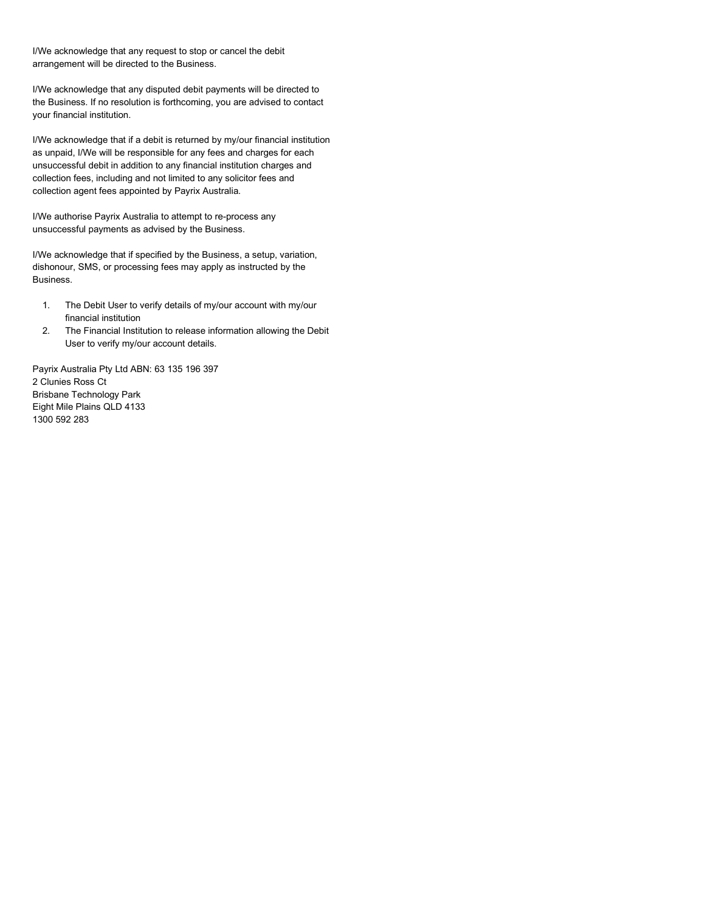I/We acknowledge that any request to stop or cancel the debit arrangement will be directed to the Business.

I/We acknowledge that any disputed debit payments will be directed to the Business. If no resolution is forthcoming, you are advised to contact your financial institution.

I/We acknowledge that if a debit is returned by my/our financial institution as unpaid, I/We will be responsible for any fees and charges for each unsuccessful debit in addition to any financial institution charges and collection fees, including and not limited to any solicitor fees and collection agent fees appointed by Payrix Australia.

I/We authorise Payrix Australia to attempt to re-process any unsuccessful payments as advised by the Business.

I/We acknowledge that if specified by the Business, a setup, variation, dishonour, SMS, or processing fees may apply as instructed by the Business.

1. The Debit User to verify details of my/our account with my/our financial institution
2. The Financial Institution to release information allowing the Debit User to verify my/our account details.

Payrix Australia Pty Ltd ABN: 63 135 196 397
2 Clunies Ross Ct
Brisbane Technology Park
Eight Mile Plains QLD 4133
1300 592 283